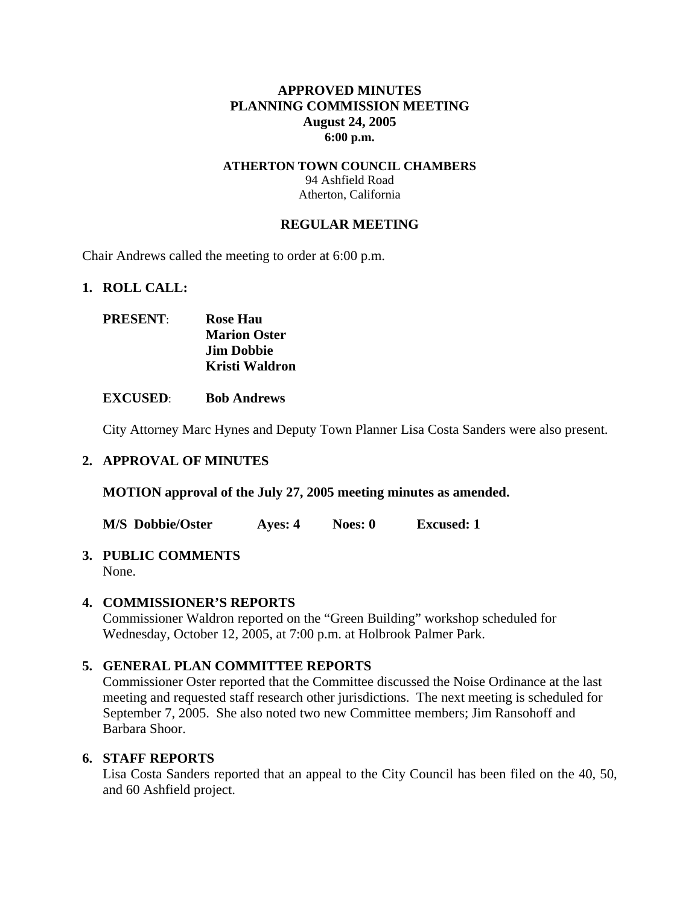# APPROVED MINUTES
# PLANNING COMMISSION MEETING
# August 24, 2005
# 6:00 p.m.

**ATHERTON TOWN COUNCIL CHAMBERS**
94 Ashfield Road
Atherton, California

## REGULAR MEETING

Chair Andrews called the meeting to order at 6:00 p.m.

## 1. ROLL CALL:

**PRESENT**: **Rose Hau**
**Marion Oster**
**Jim Dobbie**
**Kristi Waldron**

**EXCUSED**: **Bob Andrews**

City Attorney Marc Hynes and Deputy Town Planner Lisa Costa Sanders were also present.

## 2. APPROVAL OF MINUTES

**MOTION approval of the July 27, 2005 meeting minutes as amended.**

**M/S Dobbie/Oster Ayes: 4 Noes: 0 Excused: 1**

## 3. PUBLIC COMMENTS

None.

## 4. COMMISSIONER'S REPORTS

Commissioner Waldron reported on the "Green Building" workshop scheduled for Wednesday, October 12, 2005, at 7:00 p.m. at Holbrook Palmer Park.

## 5. GENERAL PLAN COMMITTEE REPORTS

Commissioner Oster reported that the Committee discussed the Noise Ordinance at the last meeting and requested staff research other jurisdictions. The next meeting is scheduled for September 7, 2005. She also noted two new Committee members; Jim Ransohoff and Barbara Shoor.

## 6. STAFF REPORTS

Lisa Costa Sanders reported that an appeal to the City Council has been filed on the 40, 50, and 60 Ashfield project.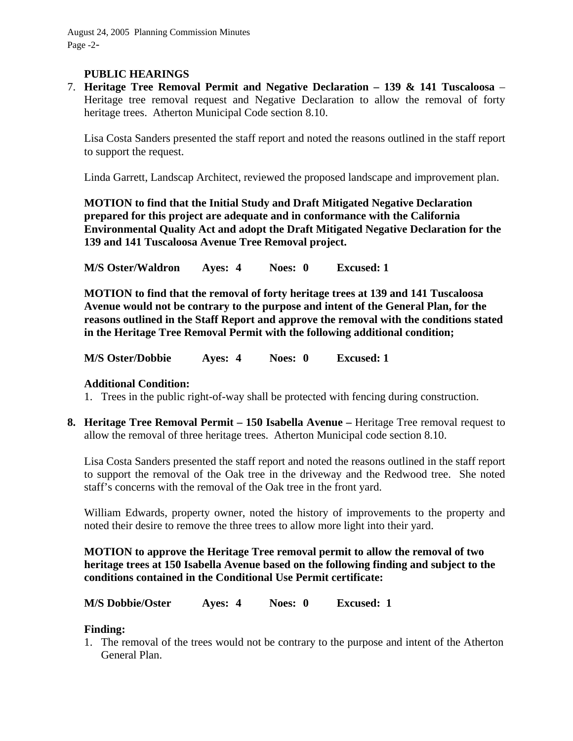**PUBLIC HEARINGS**

7. **Heritage Tree Removal Permit and Negative Declaration – 139 & 141 Tuscaloosa** – Heritage tree removal request and Negative Declaration to allow the removal of forty heritage trees. Atherton Municipal Code section 8.10.

   Lisa Costa Sanders presented the staff report and noted the reasons outlined in the staff report to support the request.

   Linda Garrett, Landscap Architect, reviewed the proposed landscape and improvement plan.

   **MOTION to find that the Initial Study and Draft Mitigated Negative Declaration prepared for this project are adequate and in conformance with the California Environmental Quality Act and adopt the Draft Mitigated Negative Declaration for the 139 and 141 Tuscaloosa Avenue Tree Removal project.**

   **M/S Oster/Waldron Ayes: 4 Noes: 0 Excused: 1**

   **MOTION to find that the removal of forty heritage trees at 139 and 141 Tuscaloosa Avenue would not be contrary to the purpose and intent of the General Plan, for the reasons outlined in the Staff Report and approve the removal with the conditions stated in the Heritage Tree Removal Permit with the following additional condition;**

   **M/S Oster/Dobbie Ayes: 4 Noes: 0 Excused: 1**

   **Additional Condition:**

   1. Trees in the public right-of-way shall be protected with fencing during construction.

8. **Heritage Tree Removal Permit – 150 Isabella Avenue –** Heritage Tree removal request to allow the removal of three heritage trees. Atherton Municipal code section 8.10.

   Lisa Costa Sanders presented the staff report and noted the reasons outlined in the staff report to support the removal of the Oak tree in the driveway and the Redwood tree. She noted staff's concerns with the removal of the Oak tree in the front yard.

   William Edwards, property owner, noted the history of improvements to the property and noted their desire to remove the three trees to allow more light into their yard.

   **MOTION to approve the Heritage Tree removal permit to allow the removal of two heritage trees at 150 Isabella Avenue based on the following finding and subject to the conditions contained in the Conditional Use Permit certificate:**

   **M/S Dobbie/Oster Ayes: 4 Noes: 0 Excused: 1**

   **Finding:**

   1. The removal of the trees would not be contrary to the purpose and intent of the Atherton General Plan.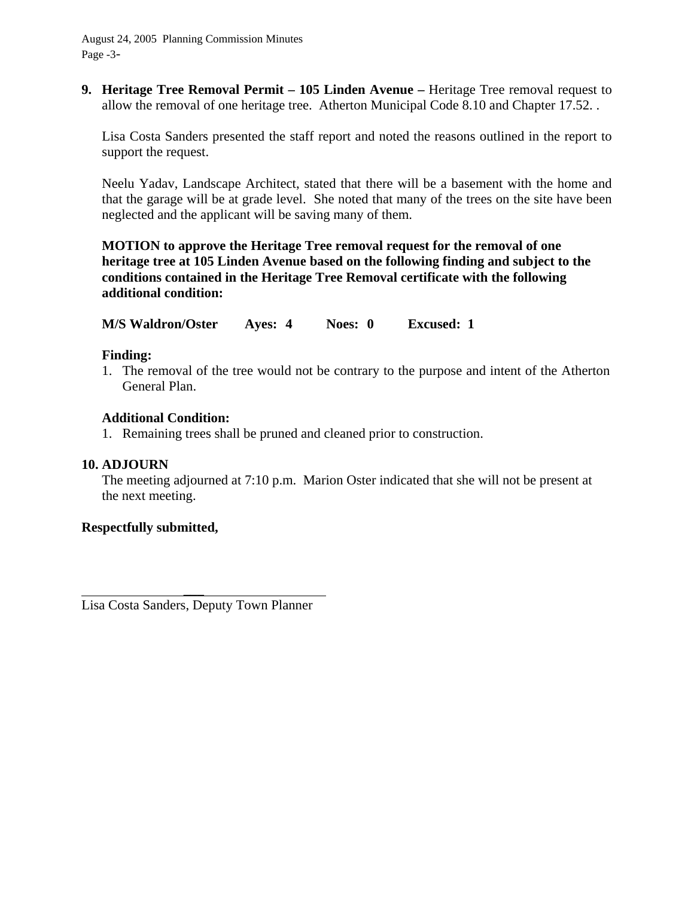**9. Heritage Tree Removal Permit – 105 Linden Avenue –** Heritage Tree removal request to allow the removal of one heritage tree. Atherton Municipal Code 8.10 and Chapter 17.52. .

Lisa Costa Sanders presented the staff report and noted the reasons outlined in the report to support the request.

Neelu Yadav, Landscape Architect, stated that there will be a basement with the home and that the garage will be at grade level. She noted that many of the trees on the site have been neglected and the applicant will be saving many of them.

**MOTION to approve the Heritage Tree removal request for the removal of one heritage tree at 105 Linden Avenue based on the following finding and subject to the conditions contained in the Heritage Tree Removal certificate with the following additional condition:**

**M/S Waldron/Oster Ayes: 4 Noes: 0 Excused: 1**

**Finding:**

1. The removal of the tree would not be contrary to the purpose and intent of the Atherton General Plan.

**Additional Condition:**

1. Remaining trees shall be pruned and cleaned prior to construction.

**10. ADJOURN**

The meeting adjourned at 7:10 p.m. Marion Oster indicated that she will not be present at the next meeting.

**Respectfully submitted,**

\_\_\_\_\_\_\_\_\_\_\_\_\_\_\_\_\_\_\_\_\_\_\_\_\_\_\_\_\_\_\_\_\_\_\_\_\_\_

Lisa Costa Sanders, Deputy Town Planner